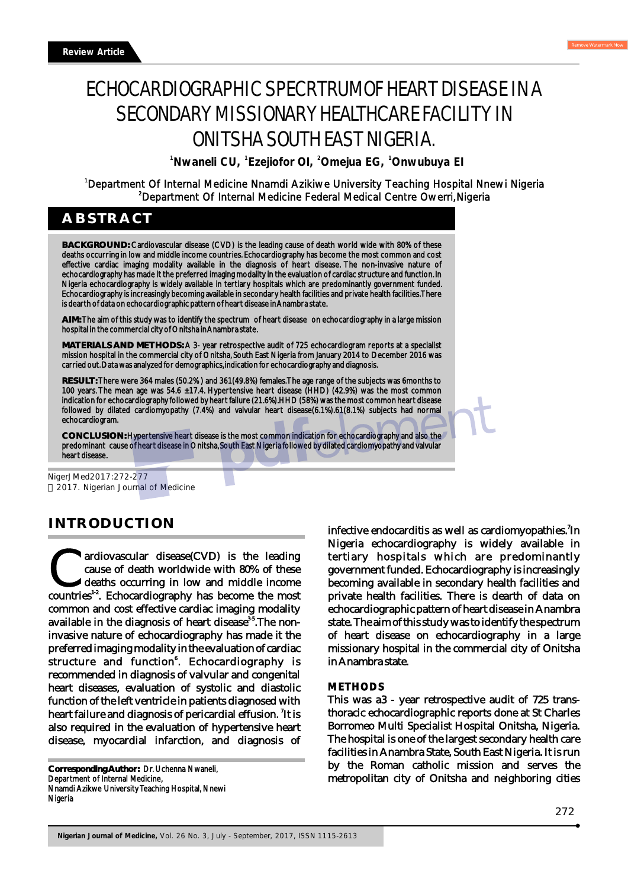Review Article

# ECHOCARDIOGRAPHIC SPECRTRUM OF HEART DISEASE IN A SECONDARY MISSIONARY HEALTHCARE FACILITY IN ONITSHA SOUTH EAST NIGERIA.

**[1]Nwaneli CU, [1]Ezejiofor OI, [2]Omejua EG, [1]Onwubuya EI**

[1]Department Of Internal Medicine Nnamdi Azikiwe University Teaching Hospital Nnewi Nigeria
[2]Department Of Internal Medicine Federal Medical Centre Owerri,Nigeria

## ABSTRACT

**BACKGROUND:** Cardiovascular disease (CVD) is the leading cause of death world wide with 80% of these deaths occurring in low and middle income countries. Echocardiography has become the most common and cost effective cardiac imaging modality available in the diagnosis of heart disease. The non-invasive nature of echocardiography has made it the preferred imaging modality in the evaluation of cardiac structure and function. In Nigeria echocardiography is widely available in tertiary hospitals which are predominantly government funded. Echocardiography is increasingly becoming available in secondary health facilities and private health facilities. There is dearth of data on echocardiographic pattern of heart disease in Anambra state.

**AIM:** The aim of this study was to identify the spectrum of heart disease on echocardiography in a large mission hospital in the commercial city of Onitsha in Anambra state.

**MATERIALS AND METHODS:** A 3- year retrospective audit of 725 echocardiogram reports at a specialist mission hospital in the commercial city of Onitsha, South East Nigeria from January 2014 to December 2016 was carried out. Data was analyzed for demographics, indication for echocardiography and diagnosis.

**RESULT:** There were 364 males (50.2%) and 361(49.8%) females. The age range of the subjects was 6months to 100 years. The mean age was 54.6 ±17.4. Hypertensive heart disease (HHD) (42.9%) was the most common indication for echocardiography followed by heart failure (21.6%). HHD (58%) was the most common heart disease followed by dilated cardiomyopathy (7.4%) and valvular heart disease(6.1%). 61(8.1%) subjects had normal echocardiogram.

**CONCLUSION:** Hypertensive heart disease is the most common indication for echocardiography and also the predominant cause of heart disease in Onitsha, South East Nigeria followed by dilated cardiomyopathy and valvular heart disease.

NigerJMed2017:272-277
© 2017. Nigerian Journal of Medicine

## INTRODUCTION

Cardiovascular disease(CVD) is the leading cause of death worldwide with 80% of these deaths occurring in low and middle income countries[1-2]. Echocardiography has become the most common and cost effective cardiac imaging modality available in the diagnosis of heart disease[3-5]. The non-invasive nature of echocardiography has made it the preferred imaging modality in the evaluation of cardiac structure and function[6]. Echocardiography is recommended in diagnosis of valvular and congenital heart diseases, evaluation of systolic and diastolic function of the left ventricle in patients diagnosed with heart failure and diagnosis of pericardial effusion.[7] It is also required in the evaluation of hypertensive heart disease, myocardial infarction, and diagnosis of infective endocarditis as well as cardiomyopathies.[7] In Nigeria echocardiography is widely available in tertiary hospitals which are predominantly government funded. Echocardiography is increasingly becoming available in secondary health facilities and private health facilities. There is dearth of data on echocardiographic pattern of heart disease in Anambra state. The aim of this study was to identify the spectrum of heart disease on echocardiography in a large missionary hospital in the commercial city of Onitsha in Anambra state.

### METHODS

This was a3 - year retrospective audit of 725 trans-thoracic echocardiographic reports done at St Charles Borromeo Multi Specialist Hospital Onitsha, Nigeria. The hospital is one of the largest secondary health care facilities in Anambra State, South East Nigeria. It is run by the Roman catholic mission and serves the metropolitan city of Onitsha and neighboring cities

**Corresponding Author:** Dr. Uchenna Nwaneli,
Department of Internal Medicine,
Nnamdi Azikwe University Teaching Hospital, Nnewi
Nigeria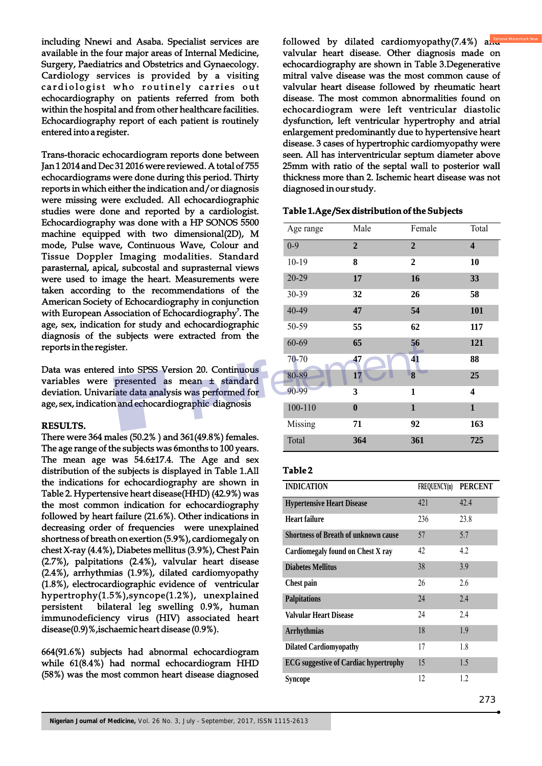including Nnewi and Asaba. Specialist services are available in the four major areas of Internal Medicine, Surgery, Paediatrics and Obstetrics and Gynaecology. Cardiology services is provided by a visiting cardiologist who routinely carries out echocardiography on patients referred from both within the hospital and from other healthcare facilities. Echocardiography report of each patient is routinely entered into a register.

Trans-thoracic echocardiogram reports done between Jan 1 2014 and Dec 31 2016 were reviewed. A total of 755 echocardiograms were done during this period. Thirty reports in which either the indication and/or diagnosis were missing were excluded. All echocardiographic studies were done and reported by a cardiologist. Echocardiography was done with a HP SONOS 5500 machine equipped with two dimensional(2D), M mode, Pulse wave, Continuous Wave, Colour and Tissue Doppler Imaging modalities. Standard parasternal, apical, subcostal and suprasternal views were used to image the heart. Measurements were taken according to the recommendations of the American Society of Echocardiography in conjunction with European Association of Echocardiography[7]. The age, sex, indication for study and echocardiographic diagnosis of the subjects were extracted from the reports in the register.

Data was entered into SPSS Version 20. Continuous variables were presented as mean ± standard deviation. Univariate data analysis was performed for age, sex, indication and echocardiographic diagnosis

**RESULTS.**

There were 364 males (50.2% ) and 361(49.8%) females. The age range of the subjects was 6months to 100 years. The mean age was 54.6±17.4. The Age and sex distribution of the subjects is displayed in Table 1.All the indications for echocardiography are shown in Table 2. Hypertensive heart disease(HHD) (42.9%) was the most common indication for echocardiography followed by heart failure (21.6%). Other indications in decreasing order of frequencies were unexplained shortness of breath on exertion (5.9%), cardiomegaly on chest X-ray (4.4%), Diabetes mellitus (3.9%), Chest Pain (2.7%), palpitations (2.4%), valvular heart disease (2.4%), arrhythmias (1.9%), dilated cardiomyopathy (1.8%), electrocardiographic evidence of ventricular hypertrophy(1.5%),syncope(1.2%), unexplained persistent bilateral leg swelling 0.9%, human immunodeficiency virus (HIV) associated heart disease(0.9)%,ischaemic heart disease (0.9%).

664(91.6%) subjects had abnormal echocardiogram while 61(8.4%) had normal echocardiogram HHD (58%) was the most common heart disease diagnosed followed by dilated cardiomyopathy(7.4%) and valvular heart disease. Other diagnosis made on echocardiography are shown in Table 3.Degenerative mitral valve disease was the most common cause of valvular heart disease followed by rheumatic heart disease. The most common abnormalities found on echocardiogram were left ventricular diastolic dysfunction, left ventricular hypertrophy and atrial enlargement predominantly due to hypertensive heart disease. 3 cases of hypertrophic cardiomyopathy were seen. All has interventricular septum diameter above 25mm with ratio of the septal wall to posterior wall thickness more than 2. Ischemic heart disease was not diagnosed in our study.

**Table 1.Age/Sex distribution of the Subjects**

| Age range | Male | Female | Total |
|---|---|---|---|
| 0-9 | **2** | **2** | **4** |
| 10-19 | **8** | **2** | **10** |
| 20-29 | **17** | **16** | **33** |
| 30-39 | **32** | **26** | **58** |
| 40-49 | **47** | **54** | **101** |
| 50-59 | **55** | **62** | **117** |
| 60-69 | **65** | **56** | **121** |
| 70-70 | **47** | **41** | **88** |
| 80-89 | **17** | **8** | **25** |
| 90-99 | **3** | **1** | **4** |
| 100-110 | **0** | **1** | **1** |
| Missing | **71** | **92** | **163** |
| Total | **364** | **361** | **725** |

**Table 2**

| INDICATION | FREQUENCY(n) | PERCENT |
|---|---|---|
| Hypertensive Heart Disease | 421 | 42.4 |
| Heart failure | 236 | 23.8 |
| Shortness of Breath of unknown cause | 57 | 5.7 |
| Cardiomegaly found on Chest X ray | 42 | 4.2 |
| Diabetes Mellitus | 38 | 3.9 |
| Chest pain | 26 | 2.6 |
| Palpitations | 24 | 2.4 |
| Valvular Heart Disease | 24 | 2.4 |
| Arrhythmias | 18 | 1.9 |
| Dilated Cardiomyopathy | 17 | 1.8 |
| ECG suggestive of Cardiac hypertrophy | 15 | 1.5 |
| Syncope | 12 | 1.2 |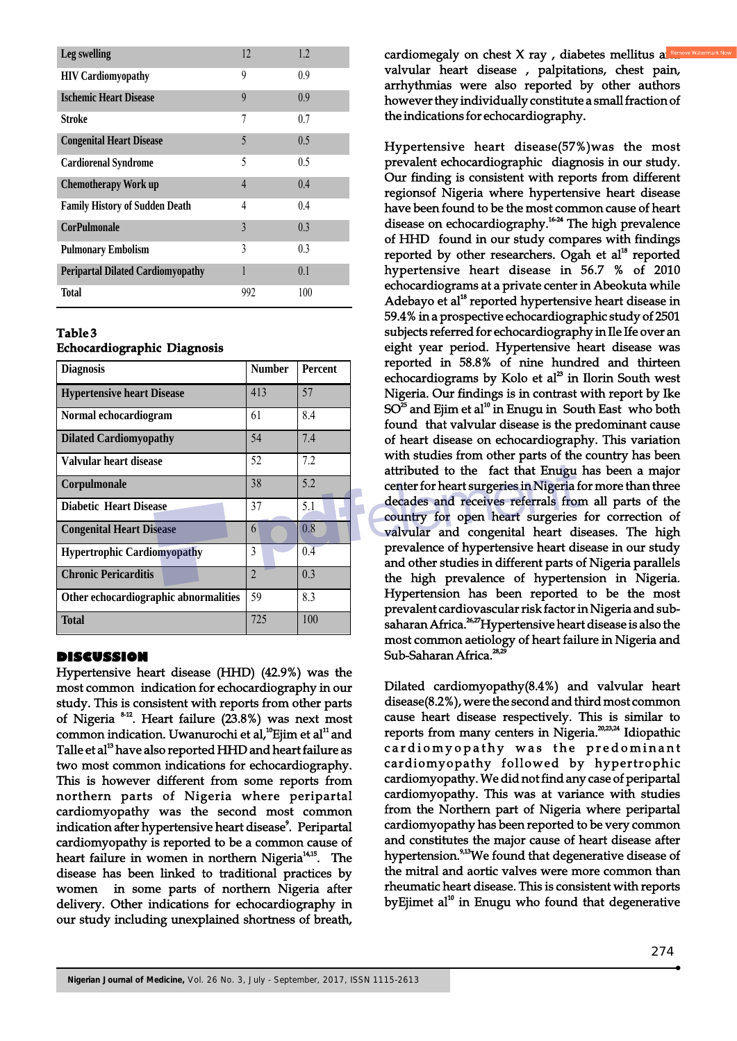| Leg swelling | 12 | 1.2 |
|---|---|---|
| HIV Cardiomyopathy | 9 | 0.9 |
| Ischemic Heart Disease | 9 | 0.9 |
| Stroke | 7 | 0.7 |
| Congenital Heart Disease | 5 | 0.5 |
| Cardiorenal Syndrome | 5 | 0.5 |
| Chemotherapy Work up | 4 | 0.4 |
| Family History of Sudden Death | 4 | 0.4 |
| CorPulmonale | 3 | 0.3 |
| Pulmonary Embolism | 3 | 0.3 |
| Peripartal Dilated Cardiomyopathy | 1 | 0.1 |
| Total | 992 | 100 |

**Table 3**
**Echocardiographic Diagnosis**

| Diagnosis | Number | Percent |
|---|---|---|
| Hypertensive heart Disease | 413 | 57 |
| Normal echocardiogram | 61 | 8.4 |
| Dilated Cardiomyopathy | 54 | 7.4 |
| Valvular heart disease | 52 | 7.2 |
| Corpulmonale | 38 | 5.2 |
| Diabetic Heart Disease | 37 | 5.1 |
| Congenital Heart Disease | 6 | 0.8 |
| Hypertrophic Cardiomyopathy | 3 | 0.4 |
| Chronic Pericarditis | 2 | 0.3 |
| Other echocardiographic abnormalities | 59 | 8.3 |
| Total | 725 | 100 |

## DISCUSSION

Hypertensive heart disease (HHD) (42.9%) was the most common indication for echocardiography in our study. This is consistent with reports from other parts of Nigeria [8-12]. Heart failure (23.8%) was next most common indication. Uwanurochi et al,[10]Ejim et al[11] and Talle et al[13] have also reported HHD and heart failure as two most common indications for echocardiography. This is however different from some reports from northern parts of Nigeria where peripartal cardiomyopathy was the second most common indication after hypertensive heart disease[9]. Peripartal cardiomyopathy is reported to be a common cause of heart failure in women in northern Nigeria[14,15]. The disease has been linked to traditional practices by women in some parts of northern Nigeria after delivery. Other indications for echocardiography in our study including unexplained shortness of breath, cardiomegaly on chest X ray , diabetes mellitus and valvular heart disease , palpitations, chest pain, arrhythmias were also reported by other authors however they individually constitute a small fraction of the indications for echocardiography.

Hypertensive heart disease(57%)was the most prevalent echocardiographic diagnosis in our study. Our finding is consistent with reports from different regionsof Nigeria where hypertensive heart disease have been found to be the most common cause of heart disease on echocardiography.[16-24] The high prevalence of HHD found in our study compares with findings reported by other researchers. Ogah et al[18] reported hypertensive heart disease in 56.7 % of 2010 echocardiograms at a private center in Abeokuta while Adebayo et al[18] reported hypertensive heart disease in 59.4% in a prospective echocardiographic study of 2501 subjects referred for echocardiography in Ile Ife over an eight year period. Hypertensive heart disease was reported in 58.8% of nine hundred and thirteen echocardiograms by Kolo et al[23] in Ilorin South west Nigeria. Our findings is in contrast with report by Ike SO[25] and Ejim et al[10] in Enugu in South East who both found that valvular disease is the predominant cause of heart disease on echocardiography. This variation with studies from other parts of the country has been attributed to the fact that Enugu has been a major center for heart surgeries in Nigeria for more than three decades and receives referrals from all parts of the country for open heart surgeries for correction of valvular and congenital heart diseases. The high prevalence of hypertensive heart disease in our study and other studies in different parts of Nigeria parallels the high prevalence of hypertension in Nigeria. Hypertension has been reported to be the most prevalent cardiovascular risk factor in Nigeria and sub-saharan Africa.[26,27]Hypertensive heart disease is also the most common aetiology of heart failure in Nigeria and Sub-Saharan Africa.[28,29]

Dilated cardiomyopathy(8.4%) and valvular heart disease(8.2%), were the second and third most common cause heart disease respectively. This is similar to reports from many centers in Nigeria.[20,23,24] Idiopathic cardiomyopathy was the predominant cardiomyopathy followed by hypertrophic cardiomyopathy. We did not find any case of peripartal cardiomyopathy. This was at variance with studies from the Northern part of Nigeria where peripartal cardiomyopathy has been reported to be very common and constitutes the major cause of heart disease after hypertension.[9,13]We found that degenerative disease of the mitral and aortic valves were more common than rheumatic heart disease. This is consistent with reports byEjimet al[10] in Enugu who found that degenerative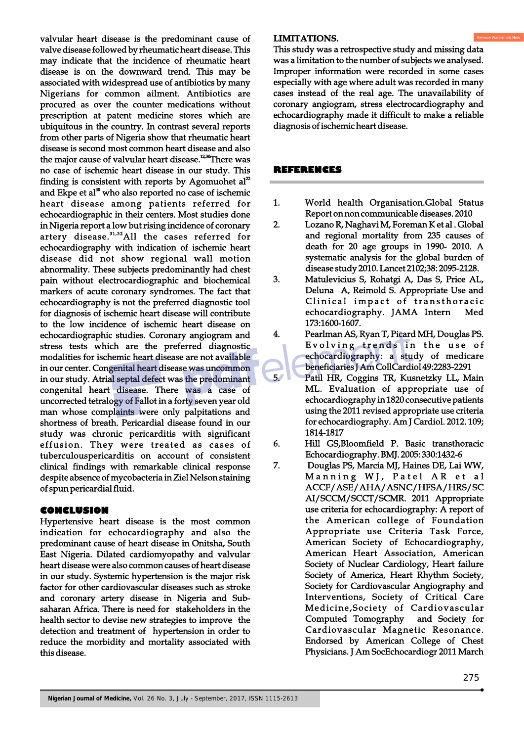valvular heart disease is the predominant cause of valve disease followed by rheumatic heart disease. This may indicate that the incidence of rheumatic heart disease is on the downward trend. This may be associated with widespread use of antibiotics by many Nigerians for common ailment. Antibiotics are procured as over the counter medications without prescription at patent medicine stores which are ubiquitous in the country. In contrast several reports from other parts of Nigeria show that rheumatic heart disease is second most common heart disease and also the major cause of valvular heart disease.[12,30] There was no case of ischemic heart disease in our study. This finding is consistent with reports by Agomuoheт al[22] and Ekpe et al[30] who also reported no case of ischemic heart disease among patients referred for echocardiographic in their centers. Most studies done in Nigeria report a low but rising incidence of coronary artery disease.[31,32] All the cases referred for echocardiography with indication of ischemic heart disease did not show regional wall motion abnormality. These subjects predominantly had chest pain without electrocardiographic and biochemical markers of acute coronary syndromes. The fact that echocardiography is not the preferred diagnostic tool for diagnosis of ischemic heart disease will contribute to the low incidence of ischemic heart disease on echocardiographic studies. Coronary angiogram and stress tests which are the preferred diagnostic modalities for ischemic heart disease are not available in our center. Congenital heart disease was uncommon in our study. Atrial septal defect was the predominant congenital heart disease. There was a case of uncorrected tetralogy of Fallot in a forty seven year old man whose complaints were only palpitations and shortness of breath. Pericardial disease found in our study was chronic pericarditis with significant effusion. They were treated as cases of tuberculouspericarditis on account of consistent clinical findings with remarkable clinical response despite absence of mycobacteria in Ziel Nelson staining of spun pericardial fluid.

## CONCLUSION

Hypertensive heart disease is the most common indication for echocardiography and also the predominant cause of heart disease in Onitsha, South East Nigeria. Dilated cardiomyopathy and valvular heart disease were also common causes of heart disease in our study. Systemic hypertension is the major risk factor for other cardiovascular diseases such as stroke and coronary artery disease in Nigeria and Sub-saharan Africa. There is need for stakeholders in the health sector to devise new strategies to improve the detection and treatment of hypertension in order to reduce the morbidity and mortality associated with this disease.

## LIMITATIONS.

This study was a retrospective study and missing data was a limitation to the number of subjects we analysed. Improper information were recorded in some cases especially with age where adult was recorded in many cases instead of the real age. The unavailability of coronary angiogram, stress electrocardiography and echocardiography made it difficult to make a reliable diagnosis of ischemic heart disease.

## REFERENCES

1. World health Organisation.Global Status Report on non communicable diseases. 2010
2. Lozano R, Naghavi M, Foreman K et al . Global and regional mortality from 235 causes of death for 20 age groups in 1990- 2010. A systematic analysis for the global burden of disease study 2010. Lancet 2102;38: 2095-2128.
3. Matulevicius S, Rohatgi A, Das S, Price AL, Deluna A, Reimold S. Appropriate Use and Clinical impact of transthoracic echocardiography. JAMA Intern Med 173:1600-1607.
4. Pearlman AS, Ryan T, Picard MH, Douglas PS. Evolving trends in the use of echocardiography: a study of medicare beneficiaries J Am CollCardiol 49:2283-2291
5. Patil HR, Coggins TR, Kusnetzky LL, Main ML. Evaluation of appropriate use of echocardiography in 1820 consecutive patients using the 2011 revised appropriate use criteria for echocardiography. Am J Cardiol. 2012. 109; 1814-1817
6. Hill GS,Bloomfield P. Basic transthoracic Echocardiography. BMJ. 2005: 330:1432-6
7. Douglas PS, Marcia MJ, Haines DE, Lai WW, Manning WJ, Patel AR et al ACCF/ASE/AHA/ASNC/HFSA/HRS/SCAI/SCCM/SCCT/SCMR. 2011 Appropriate use criteria for echocardiography: A report of the American college of Foundation Appropriate use Criteria Task Force, American Society of Echocardiography, American Heart Association, American Society of Nuclear Cardiology, Heart failure Society of America, Heart Rhythm Society, Society for Cardiovascular Angiography and Interventions, Society of Critical Care Medicine,Society of Cardiovascular Computed Tomography and Society for Cardiovascular Magnetic Resonance. Endorsed by American College of Chest Physicians. J Am SocEchocardiogr 2011 March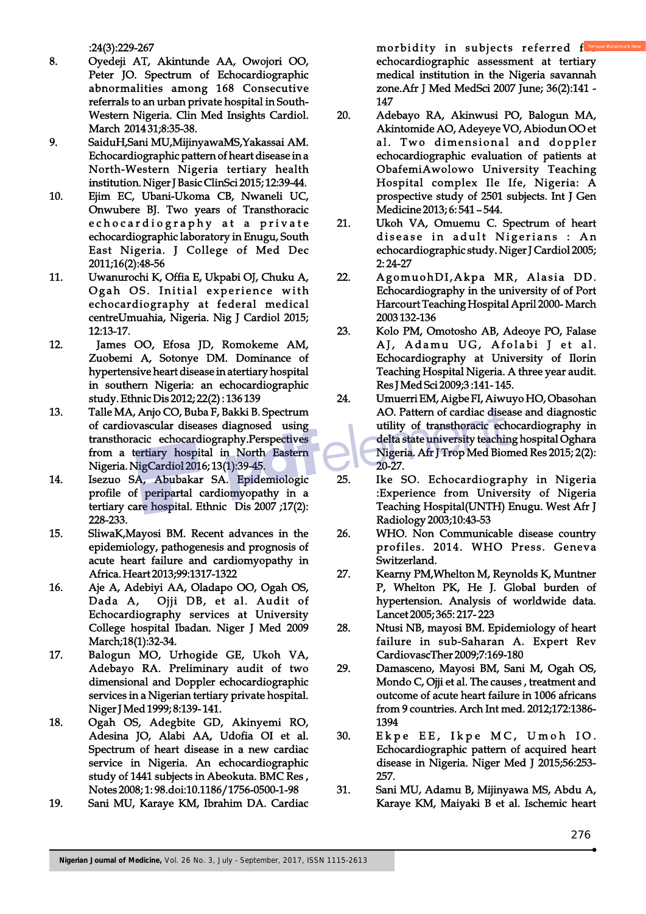:24(3):229-267

8. Oyedeji AT, Akintunde AA, Owojori OO, Peter JO. Spectrum of Echocardiographic abnormalities among 168 Consecutive referrals to an urban private hospital in South-Western Nigeria. Clin Med Insights Cardiol. March 2014 31;8:35-38.
9. SaiduH,Sani MU,MijinyawaMS,Yakassai AM. Echocardiographic pattern of heart disease in a North-Western Nigeria tertiary health institution. Niger J Basic ClinSci 2015; 12:39-44.
10. Ejim EC, Ubani-Ukoma CB, Nwaneli UC, Onwubere BJ. Two years of Transthoracic echocardiography at a private echocardiographic laboratory in Enugu, South East Nigeria. J College of Med Dec 2011;16(2):48-56
11. Uwanurochi K, Offia E, Ukpabi OJ, Chuku A, Ogah OS. Initial experience with echocardiography at federal medical centreUmuahia, Nigeria. Nig J Cardiol 2015; 12:13-17.
12. James OO, Efosa JD, Romokeme AM, Zuobemi A, Sotonye DM. Dominance of hypertensive heart disease in atertiary hospital in southern Nigeria: an echocardiographic study. Ethnic Dis 2012; 22(2) : 136 139
13. Talle MA, Anjo CO, Buba F, Bakki B. Spectrum of cardiovascular diseases diagnosed using transthoracic echocardiography.Perspectives from a tertiary hospital in North Eastern Nigeria. NigCardiol 2016; 13(1):39-45.
14. Isezuo SA, Abubakar SA. Epidemiologic profile of peripartal cardiomyopathy in a tertiary care hospital. Ethnic Dis 2007 ;17(2): 228-233.
15. SliwaK,Mayosi BM. Recent advances in the epidemiology, pathogenesis and prognosis of acute heart failure and cardiomyopathy in Africa. Heart 2013;99:1317-1322
16. Aje A, Adebiyi AA, Oladapo OO, Ogah OS, Dada A, Ojji DB, et al. Audit of Echocardiography services at University College hospital Ibadan. Niger J Med 2009 March;18(1):32-34.
17. Balogun MO, Urhogide GE, Ukoh VA, Adebayo RA. Preliminary audit of two dimensional and Doppler echocardiographic services in a Nigerian tertiary private hospital. Niger J Med 1999; 8:139- 141.
18. Ogah OS, Adegbite GD, Akinyemi RO, Adesina JO, Alabi AA, Udofia OI et al. Spectrum of heart disease in a new cardiac service in Nigeria. An echocardiographic study of 1441 subjects in Abeokuta. BMC Res , Notes 2008; 1: 98.doi:10.1186/1756-0500-1-98
19. Sani MU, Karaye KM, Ibrahim DA. Cardiac morbidity in subjects referred for echocardiographic assessment at tertiary medical institution in the Nigeria savannah zone.Afr J Med MedSci 2007 June; 36(2):141 - 147
20. Adebayo RA, Akinwusi PO, Balogun MA, Akintomide AO, Adeyeye VO, Abiodun OO et al. Two dimensional and doppler echocardiographic evaluation of patients at ObafemiAwolowo University Teaching Hospital complex Ile Ife, Nigeria: A prospective study of 2501 subjects. Int J Gen Medicine 2013; 6: 541 – 544.
21. Ukoh VA, Omuemu C. Spectrum of heart disease in adult Nigerians : An echocardiographic study. Niger J Cardiol 2005; 2: 24-27
22. AgomuohDI,Akpa MR, Alasia DD. Echocardiography in the university of of Port Harcourt Teaching Hospital April 2000- March 2003 132-136
23. Kolo PM, Omotosho AB, Adeoye PO, Falase AJ, Adamu UG, Afolabi J et al. Echocardiography at University of Ilorin Teaching Hospital Nigeria. A three year audit. Res J Med Sci 2009;3 :141- 145.
24. Umuerri EM, Aigbe FI, Aiwuyo HO, Obasohan AO. Pattern of cardiac disease and diagnostic utility of transthoracic echocardiography in delta state university teaching hospital Oghara Nigeria. Afr J Trop Med Biomed Res 2015; 2(2): 20-27.
25. Ike SO. Echocardiography in Nigeria :Experience from University of Nigeria Teaching Hospital(UNTH) Enugu. West Afr J Radiology 2003;10:43-53
26. WHO. Non Communicable disease country profiles. 2014. WHO Press. Geneva Switzerland.
27. Kearny PM,Whelton M, Reynolds K, Muntner P, Whelton PK, He J. Global burden of hypertension. Analysis of worldwide data. Lancet 2005; 365: 217- 223
28. Ntusi NB, mayosi BM. Epidemiology of heart failure in sub-Saharan A. Expert Rev CardiovascTher 2009;7:169-180
29. Damasceno, Mayosi BM, Sani M, Ogah OS, Mondo C, Ojji et al. The causes , treatment and outcome of acute heart failure in 1006 africans from 9 countries. Arch Int med. 2012;172:1386-1394
30. Ekpe EE, Ikpe MC, Umoh IO. Echocardiographic pattern of acquired heart disease in Nigeria. Niger Med J 2015;56:253-257.
31. Sani MU, Adamu B, Mijinyawa MS, Abdu A, Karaye KM, Maiyaki B et al. Ischemic heart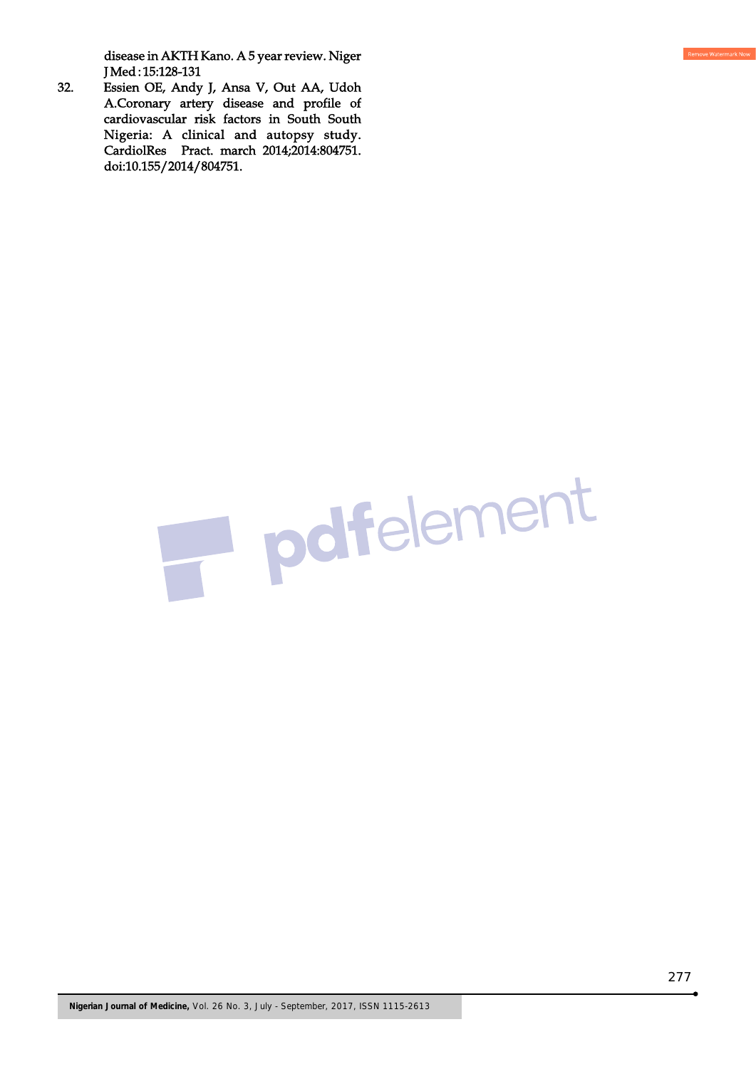disease in AKTH Kano. A 5 year review. Niger J Med : 15:128-131

32. Essien OE, Andy J, Ansa V, Out AA, Udoh A.Coronary artery disease and profile of cardiovascular risk factors in South South Nigeria: A clinical and autopsy study. CardiolRes Pract. march 2014;2014:804751. doi:10.155/2014/804751.